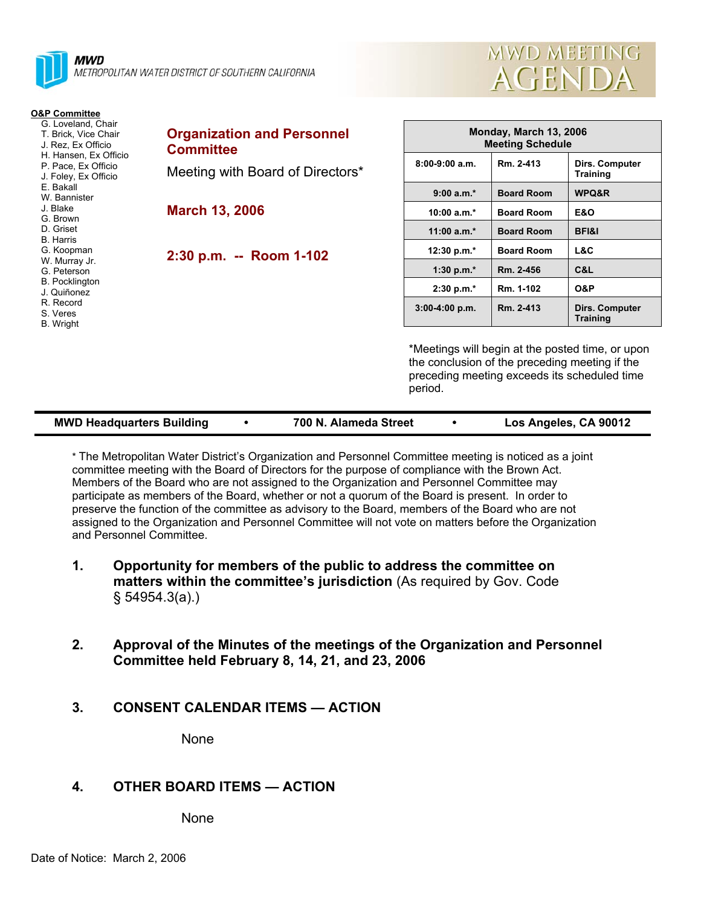**MWD**
METROPOLITAN WATER DISTRICT OF SOUTHERN CALIFORNIA

# MWD MEETING AGENDA

**O&P Committee**

- G. Loveland, Chair
- T. Brick, Vice Chair
- J. Rez, Ex Officio
- H. Hansen, Ex Officio
- P. Pace, Ex Officio
- J. Foley, Ex Officio
- E. Bakall
- W. Bannister
- J. Blake
- G. Brown
- D. Griset
- B. Harris
- G. Koopman
- W. Murray Jr.
- G. Peterson
- B. Pocklington
- J. Quiñonez
- R. Record
- S. Veres
- B. Wright

## Organization and Personnel Committee

Meeting with Board of Directors*

**March 13, 2006**

**2:30 p.m. -- Room 1-102**

| Monday, March 13, 2006 Meeting Schedule | | |
|---|---|---|
| 8:00-9:00 a.m. | Rm. 2-413 | Dirs. Computer Training |
| 9:00 a.m.* | Board Room | WPQ&R |
| 10:00 a.m.* | Board Room | E&O |
| 11:00 a.m.* | Board Room | BFI&I |
| 12:30 p.m.* | Board Room | L&C |
| 1:30 p.m.* | Rm. 2-456 | C&L |
| 2:30 p.m.* | Rm. 1-102 | O&P |
| 3:00-4:00 p.m. | Rm. 2-413 | Dirs. Computer Training |

*Meetings will begin at the posted time, or upon the conclusion of the preceding meeting if the preceding meeting exceeds its scheduled time period.

**MWD Headquarters Building • 700 N. Alameda Street • Los Angeles, CA 90012**

* The Metropolitan Water District's Organization and Personnel Committee meeting is noticed as a joint committee meeting with the Board of Directors for the purpose of compliance with the Brown Act. Members of the Board who are not assigned to the Organization and Personnel Committee may participate as members of the Board, whether or not a quorum of the Board is present. In order to preserve the function of the committee as advisory to the Board, members of the Board who are not assigned to the Organization and Personnel Committee will not vote on matters before the Organization and Personnel Committee.

1. **Opportunity for members of the public to address the committee on matters within the committee's jurisdiction** (As required by Gov. Code § 54954.3(a).)

2. **Approval of the Minutes of the meetings of the Organization and Personnel Committee held February 8, 14, 21, and 23, 2006**

3. **CONSENT CALENDAR ITEMS — ACTION**

   None

4. **OTHER BOARD ITEMS — ACTION**

   None

Date of Notice: March 2, 2006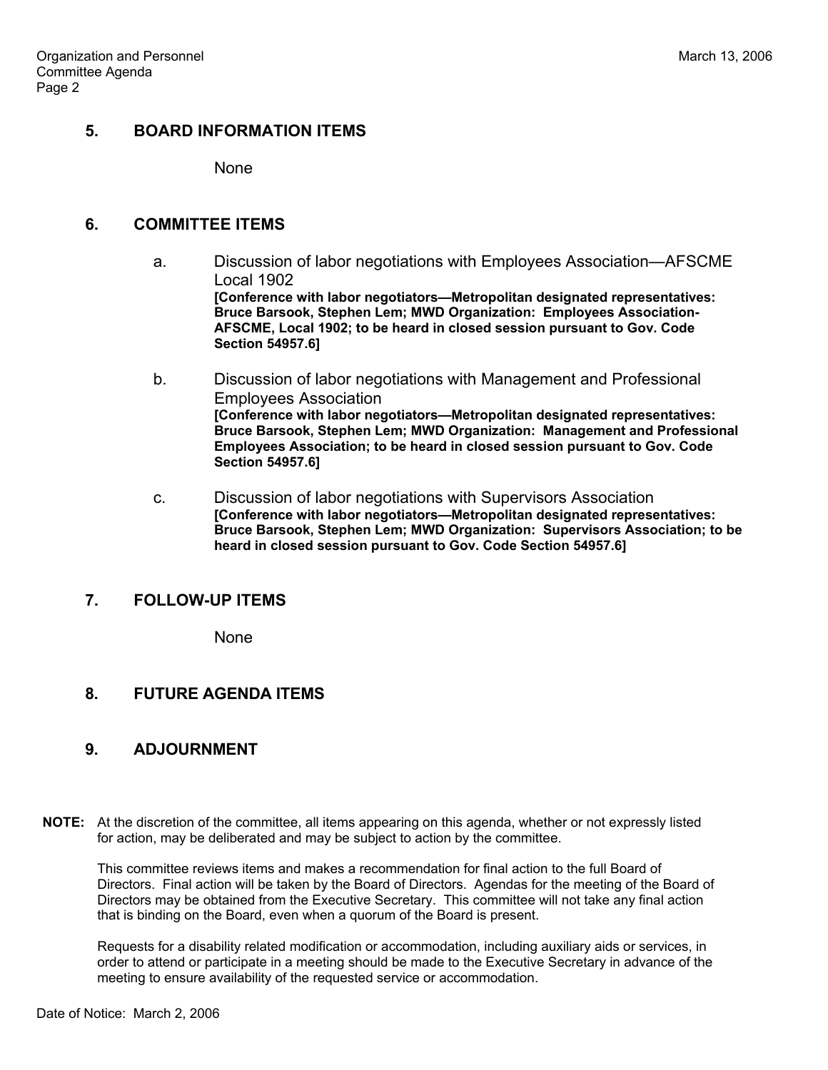## 5. BOARD INFORMATION ITEMS

None

## 6. COMMITTEE ITEMS

a. Discussion of labor negotiations with Employees Association—AFSCME Local 1902
**[Conference with labor negotiators—Metropolitan designated representatives: Bruce Barsook, Stephen Lem; MWD Organization: Employees Association-AFSCME, Local 1902; to be heard in closed session pursuant to Gov. Code Section 54957.6]**

b. Discussion of labor negotiations with Management and Professional Employees Association
**[Conference with labor negotiators—Metropolitan designated representatives: Bruce Barsook, Stephen Lem; MWD Organization: Management and Professional Employees Association; to be heard in closed session pursuant to Gov. Code Section 54957.6]**

c. Discussion of labor negotiations with Supervisors Association
**[Conference with labor negotiators—Metropolitan designated representatives: Bruce Barsook, Stephen Lem; MWD Organization: Supervisors Association; to be heard in closed session pursuant to Gov. Code Section 54957.6]**

## 7. FOLLOW-UP ITEMS

None

## 8. FUTURE AGENDA ITEMS

## 9. ADJOURNMENT

**NOTE:** At the discretion of the committee, all items appearing on this agenda, whether or not expressly listed for action, may be deliberated and may be subject to action by the committee.

This committee reviews items and makes a recommendation for final action to the full Board of Directors. Final action will be taken by the Board of Directors. Agendas for the meeting of the Board of Directors may be obtained from the Executive Secretary. This committee will not take any final action that is binding on the Board, even when a quorum of the Board is present.

Requests for a disability related modification or accommodation, including auxiliary aids or services, in order to attend or participate in a meeting should be made to the Executive Secretary in advance of the meeting to ensure availability of the requested service or accommodation.

Date of Notice: March 2, 2006